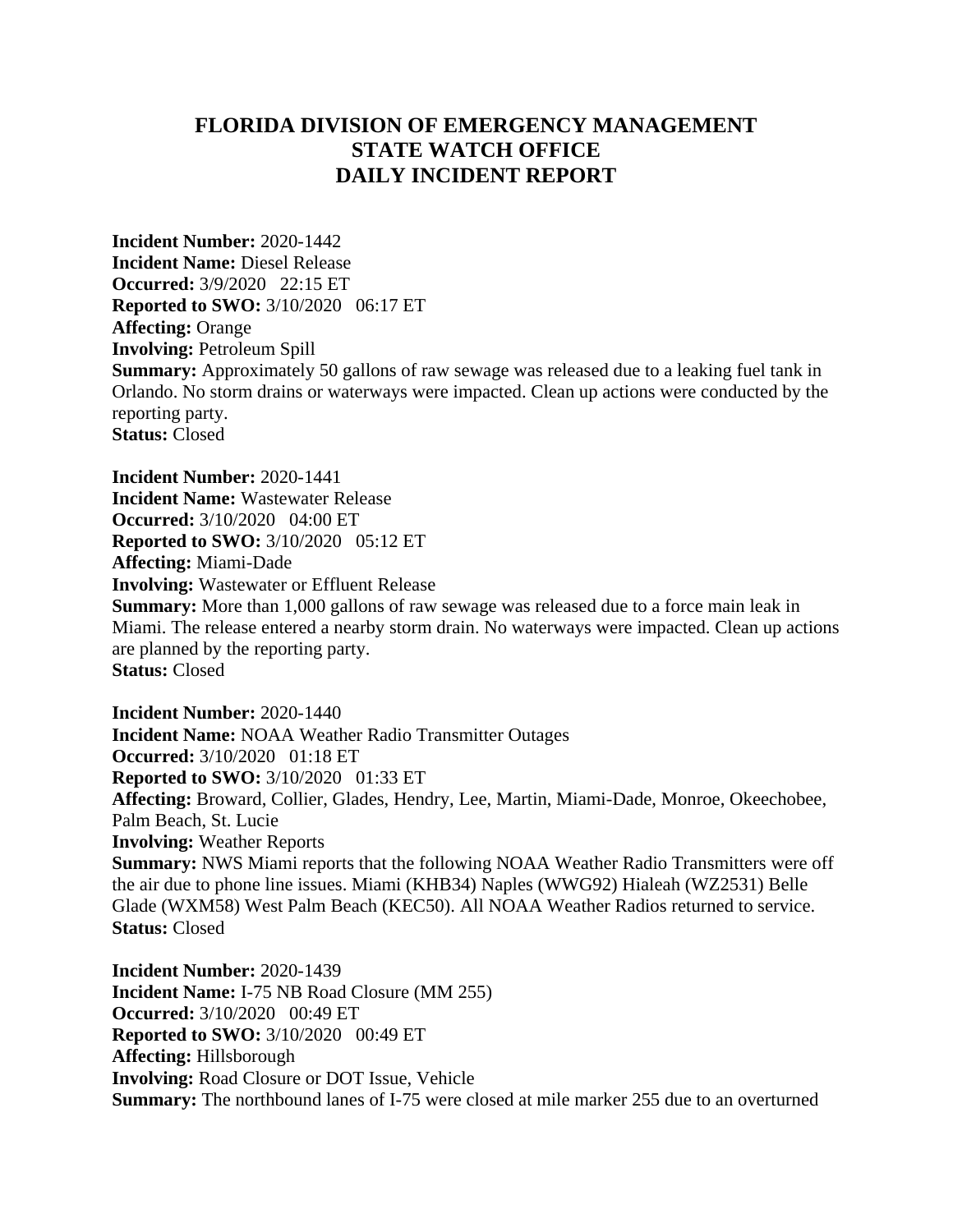# FLORIDA DIVISION OF EMERGENCY MANAGEMENT
# STATE WATCH OFFICE
# DAILY INCIDENT REPORT

**Incident Number:** 2020-1442
**Incident Name:** Diesel Release
**Occurred:** 3/9/2020 22:15 ET
**Reported to SWO:** 3/10/2020 06:17 ET
**Affecting:** Orange
**Involving:** Petroleum Spill
**Summary:** Approximately 50 gallons of raw sewage was released due to a leaking fuel tank in Orlando. No storm drains or waterways were impacted. Clean up actions were conducted by the reporting party.
**Status:** Closed

**Incident Number:** 2020-1441
**Incident Name:** Wastewater Release
**Occurred:** 3/10/2020 04:00 ET
**Reported to SWO:** 3/10/2020 05:12 ET
**Affecting:** Miami-Dade
**Involving:** Wastewater or Effluent Release
**Summary:** More than 1,000 gallons of raw sewage was released due to a force main leak in Miami. The release entered a nearby storm drain. No waterways were impacted. Clean up actions are planned by the reporting party.
**Status:** Closed

**Incident Number:** 2020-1440
**Incident Name:** NOAA Weather Radio Transmitter Outages
**Occurred:** 3/10/2020 01:18 ET
**Reported to SWO:** 3/10/2020 01:33 ET
**Affecting:** Broward, Collier, Glades, Hendry, Lee, Martin, Miami-Dade, Monroe, Okeechobee, Palm Beach, St. Lucie
**Involving:** Weather Reports
**Summary:** NWS Miami reports that the following NOAA Weather Radio Transmitters were off the air due to phone line issues. Miami (KHB34) Naples (WWG92) Hialeah (WZ2531) Belle Glade (WXM58) West Palm Beach (KEC50). All NOAA Weather Radios returned to service.
**Status:** Closed

**Incident Number:** 2020-1439
**Incident Name:** I-75 NB Road Closure (MM 255)
**Occurred:** 3/10/2020 00:49 ET
**Reported to SWO:** 3/10/2020 00:49 ET
**Affecting:** Hillsborough
**Involving:** Road Closure or DOT Issue, Vehicle
**Summary:** The northbound lanes of I-75 were closed at mile marker 255 due to an overturned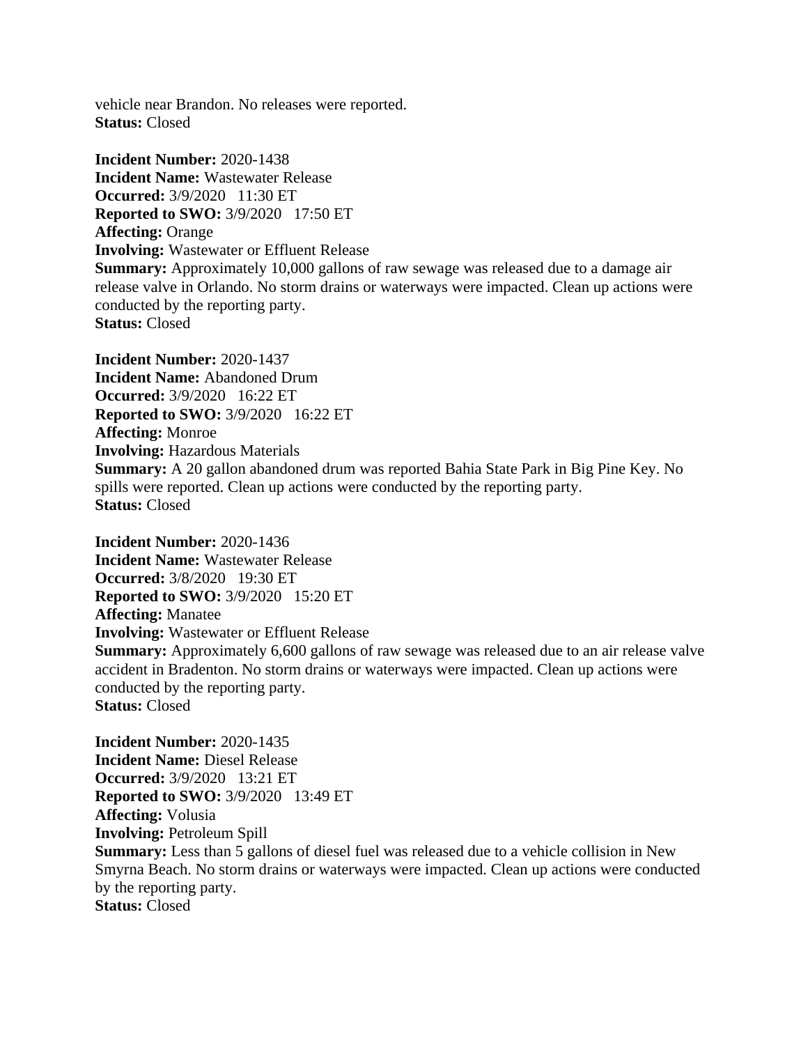vehicle near Brandon. No releases were reported.
**Status:** Closed

**Incident Number:** 2020-1438
**Incident Name:** Wastewater Release
**Occurred:** 3/9/2020 11:30 ET
**Reported to SWO:** 3/9/2020 17:50 ET
**Affecting:** Orange
**Involving:** Wastewater or Effluent Release
**Summary:** Approximately 10,000 gallons of raw sewage was released due to a damage air release valve in Orlando. No storm drains or waterways were impacted. Clean up actions were conducted by the reporting party.
**Status:** Closed

**Incident Number:** 2020-1437
**Incident Name:** Abandoned Drum
**Occurred:** 3/9/2020 16:22 ET
**Reported to SWO:** 3/9/2020 16:22 ET
**Affecting:** Monroe
**Involving:** Hazardous Materials
**Summary:** A 20 gallon abandoned drum was reported Bahia State Park in Big Pine Key. No spills were reported. Clean up actions were conducted by the reporting party.
**Status:** Closed

**Incident Number:** 2020-1436
**Incident Name:** Wastewater Release
**Occurred:** 3/8/2020 19:30 ET
**Reported to SWO:** 3/9/2020 15:20 ET
**Affecting:** Manatee
**Involving:** Wastewater or Effluent Release
**Summary:** Approximately 6,600 gallons of raw sewage was released due to an air release valve accident in Bradenton. No storm drains or waterways were impacted. Clean up actions were conducted by the reporting party.
**Status:** Closed

**Incident Number:** 2020-1435
**Incident Name:** Diesel Release
**Occurred:** 3/9/2020 13:21 ET
**Reported to SWO:** 3/9/2020 13:49 ET
**Affecting:** Volusia
**Involving:** Petroleum Spill
**Summary:** Less than 5 gallons of diesel fuel was released due to a vehicle collision in New Smyrna Beach. No storm drains or waterways were impacted. Clean up actions were conducted by the reporting party.
**Status:** Closed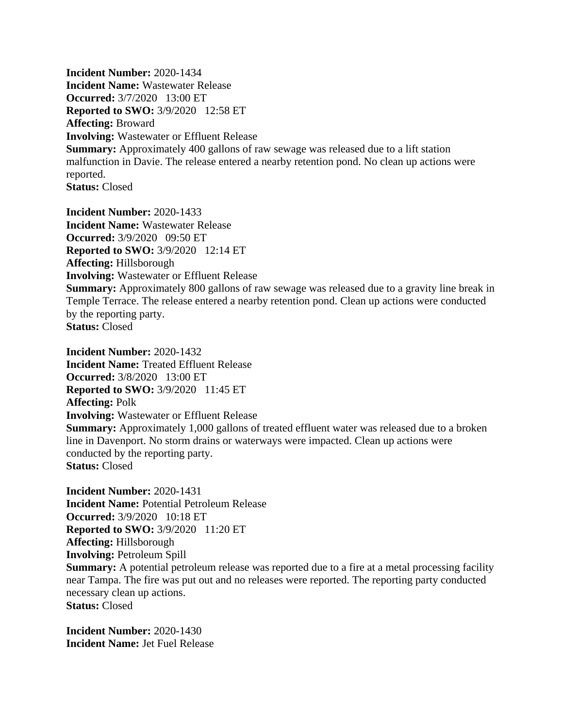**Incident Number:** 2020-1434
**Incident Name:** Wastewater Release
**Occurred:** 3/7/2020 13:00 ET
**Reported to SWO:** 3/9/2020 12:58 ET
**Affecting:** Broward
**Involving:** Wastewater or Effluent Release
**Summary:** Approximately 400 gallons of raw sewage was released due to a lift station malfunction in Davie. The release entered a nearby retention pond. No clean up actions were reported.
**Status:** Closed

**Incident Number:** 2020-1433
**Incident Name:** Wastewater Release
**Occurred:** 3/9/2020 09:50 ET
**Reported to SWO:** 3/9/2020 12:14 ET
**Affecting:** Hillsborough
**Involving:** Wastewater or Effluent Release
**Summary:** Approximately 800 gallons of raw sewage was released due to a gravity line break in Temple Terrace. The release entered a nearby retention pond. Clean up actions were conducted by the reporting party.
**Status:** Closed

**Incident Number:** 2020-1432
**Incident Name:** Treated Effluent Release
**Occurred:** 3/8/2020 13:00 ET
**Reported to SWO:** 3/9/2020 11:45 ET
**Affecting:** Polk
**Involving:** Wastewater or Effluent Release
**Summary:** Approximately 1,000 gallons of treated effluent water was released due to a broken line in Davenport. No storm drains or waterways were impacted. Clean up actions were conducted by the reporting party.
**Status:** Closed

**Incident Number:** 2020-1431
**Incident Name:** Potential Petroleum Release
**Occurred:** 3/9/2020 10:18 ET
**Reported to SWO:** 3/9/2020 11:20 ET
**Affecting:** Hillsborough
**Involving:** Petroleum Spill
**Summary:** A potential petroleum release was reported due to a fire at a metal processing facility near Tampa. The fire was put out and no releases were reported. The reporting party conducted necessary clean up actions.
**Status:** Closed

**Incident Number:** 2020-1430
**Incident Name:** Jet Fuel Release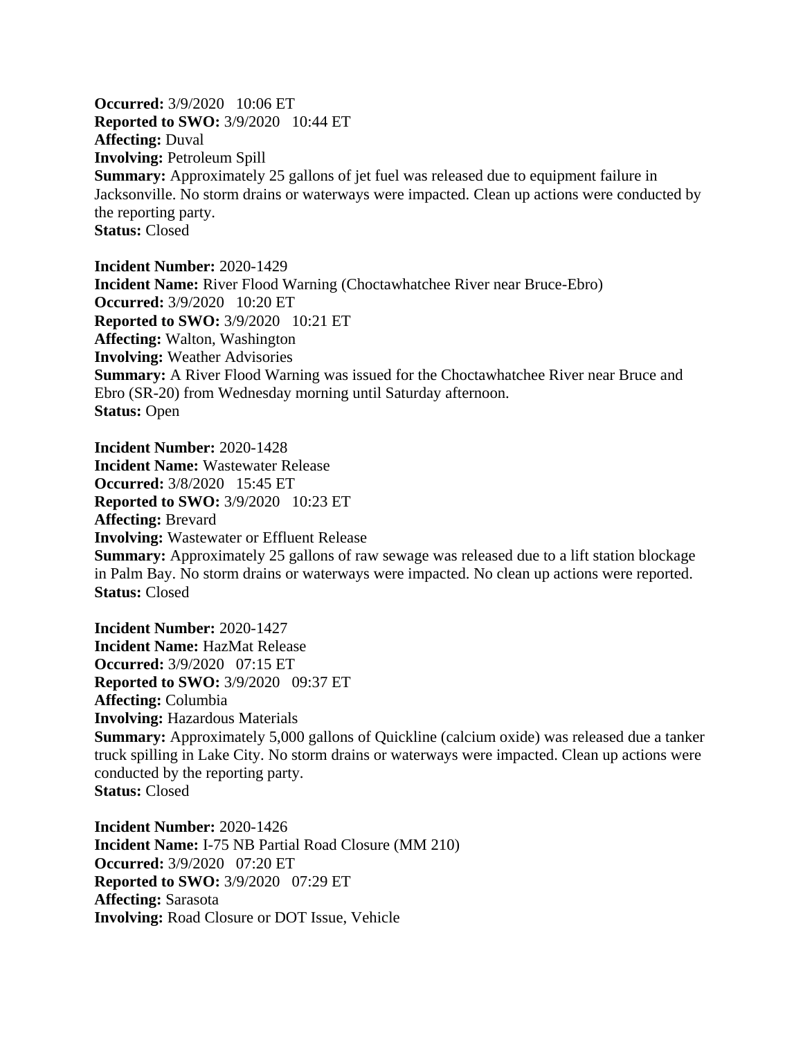**Occurred:** 3/9/2020 10:06 ET
**Reported to SWO:** 3/9/2020 10:44 ET
**Affecting:** Duval
**Involving:** Petroleum Spill
**Summary:** Approximately 25 gallons of jet fuel was released due to equipment failure in Jacksonville. No storm drains or waterways were impacted. Clean up actions were conducted by the reporting party.
**Status:** Closed

**Incident Number:** 2020-1429
**Incident Name:** River Flood Warning (Choctawhatchee River near Bruce-Ebro)
**Occurred:** 3/9/2020 10:20 ET
**Reported to SWO:** 3/9/2020 10:21 ET
**Affecting:** Walton, Washington
**Involving:** Weather Advisories
**Summary:** A River Flood Warning was issued for the Choctawhatchee River near Bruce and Ebro (SR-20) from Wednesday morning until Saturday afternoon.
**Status:** Open

**Incident Number:** 2020-1428
**Incident Name:** Wastewater Release
**Occurred:** 3/8/2020 15:45 ET
**Reported to SWO:** 3/9/2020 10:23 ET
**Affecting:** Brevard
**Involving:** Wastewater or Effluent Release
**Summary:** Approximately 25 gallons of raw sewage was released due to a lift station blockage in Palm Bay. No storm drains or waterways were impacted. No clean up actions were reported.
**Status:** Closed

**Incident Number:** 2020-1427
**Incident Name:** HazMat Release
**Occurred:** 3/9/2020 07:15 ET
**Reported to SWO:** 3/9/2020 09:37 ET
**Affecting:** Columbia
**Involving:** Hazardous Materials
**Summary:** Approximately 5,000 gallons of Quickline (calcium oxide) was released due a tanker truck spilling in Lake City. No storm drains or waterways were impacted. Clean up actions were conducted by the reporting party.
**Status:** Closed

**Incident Number:** 2020-1426
**Incident Name:** I-75 NB Partial Road Closure (MM 210)
**Occurred:** 3/9/2020 07:20 ET
**Reported to SWO:** 3/9/2020 07:29 ET
**Affecting:** Sarasota
**Involving:** Road Closure or DOT Issue, Vehicle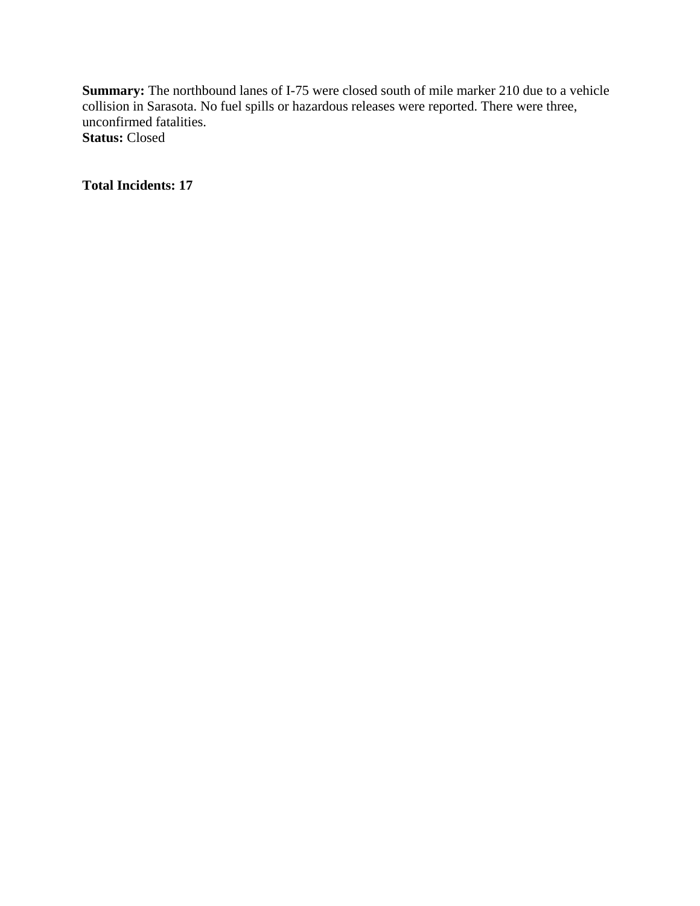**Summary:** The northbound lanes of I-75 were closed south of mile marker 210 due to a vehicle collision in Sarasota. No fuel spills or hazardous releases were reported. There were three, unconfirmed fatalities.
**Status:** Closed

**Total Incidents: 17**